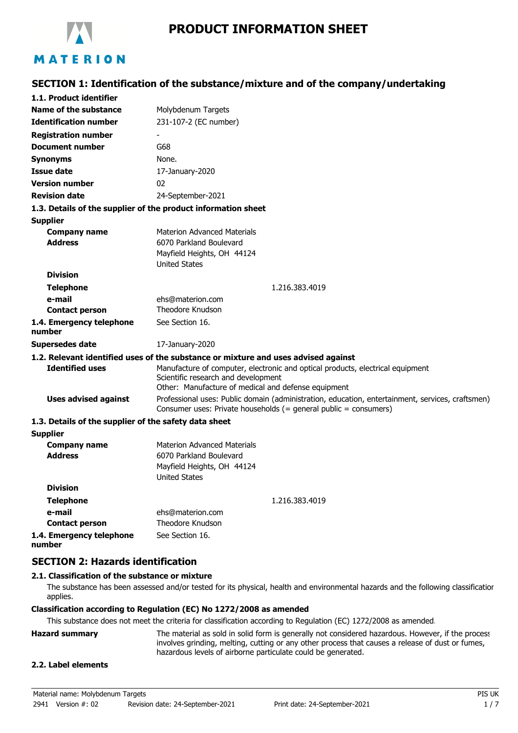# PRODUCT INFORMATION SHEET

## SECTION 1: Identification of the substance/mixture and of the company/undertaking

### 1.1. Product identifier

| | |
|---|---|
| **Name of the substance** | Molybdenum Targets |
| **Identification number** | 231-107-2 (EC number) |
| **Registration number** | - |
| **Document number** | G68 |
| **Synonyms** | None. |
| **Issue date** | 17-January-2020 |
| **Version number** | 02 |
| **Revision date** | 24-September-2021 |

### 1.3. Details of the supplier of the product information sheet

**Supplier**

| | |
|---|---|
| **Company name** | Materion Advanced Materials |
| **Address** | 6070 Parkland Boulevard<br>Mayfield Heights, OH 44124<br>United States |
| **Division** | |
| **Telephone** | 1.216.383.4019 |
| **e-mail** | ehs@materion.com |
| **Contact person** | Theodore Knudson |
| **1.4. Emergency telephone number** | See Section 16. |
| **Supersedes date** | 17-January-2020 |

### 1.2. Relevant identified uses of the substance or mixture and uses advised against

| | |
|---|---|
| **Identified uses** | Manufacture of computer, electronic and optical products, electrical equipment<br>Scientific research and development<br>Other: Manufacture of medical and defense equipment |
| **Uses advised against** | Professional uses: Public domain (administration, education, entertainment, services, craftsmen)<br>Consumer uses: Private households (= general public = consumers) |

### 1.3. Details of the supplier of the safety data sheet

**Supplier**

| | |
|---|---|
| **Company name** | Materion Advanced Materials |
| **Address** | 6070 Parkland Boulevard<br>Mayfield Heights, OH 44124<br>United States |
| **Division** | |
| **Telephone** | 1.216.383.4019 |
| **e-mail** | ehs@materion.com |
| **Contact person** | Theodore Knudson |
| **1.4. Emergency telephone number** | See Section 16. |

## SECTION 2: Hazards identification

### 2.1. Classification of the substance or mixture

The substance has been assessed and/or tested for its physical, health and environmental hazards and the following classification applies.

**Classification according to Regulation (EC) No 1272/2008 as amended**

This substance does not meet the criteria for classification according to Regulation (EC) 1272/2008 as amended.

**Hazard summary**

The material as sold in solid form is generally not considered hazardous. However, if the process involves grinding, melting, cutting or any other process that causes a release of dust or fumes, hazardous levels of airborne particulate could be generated.

### 2.2. Label elements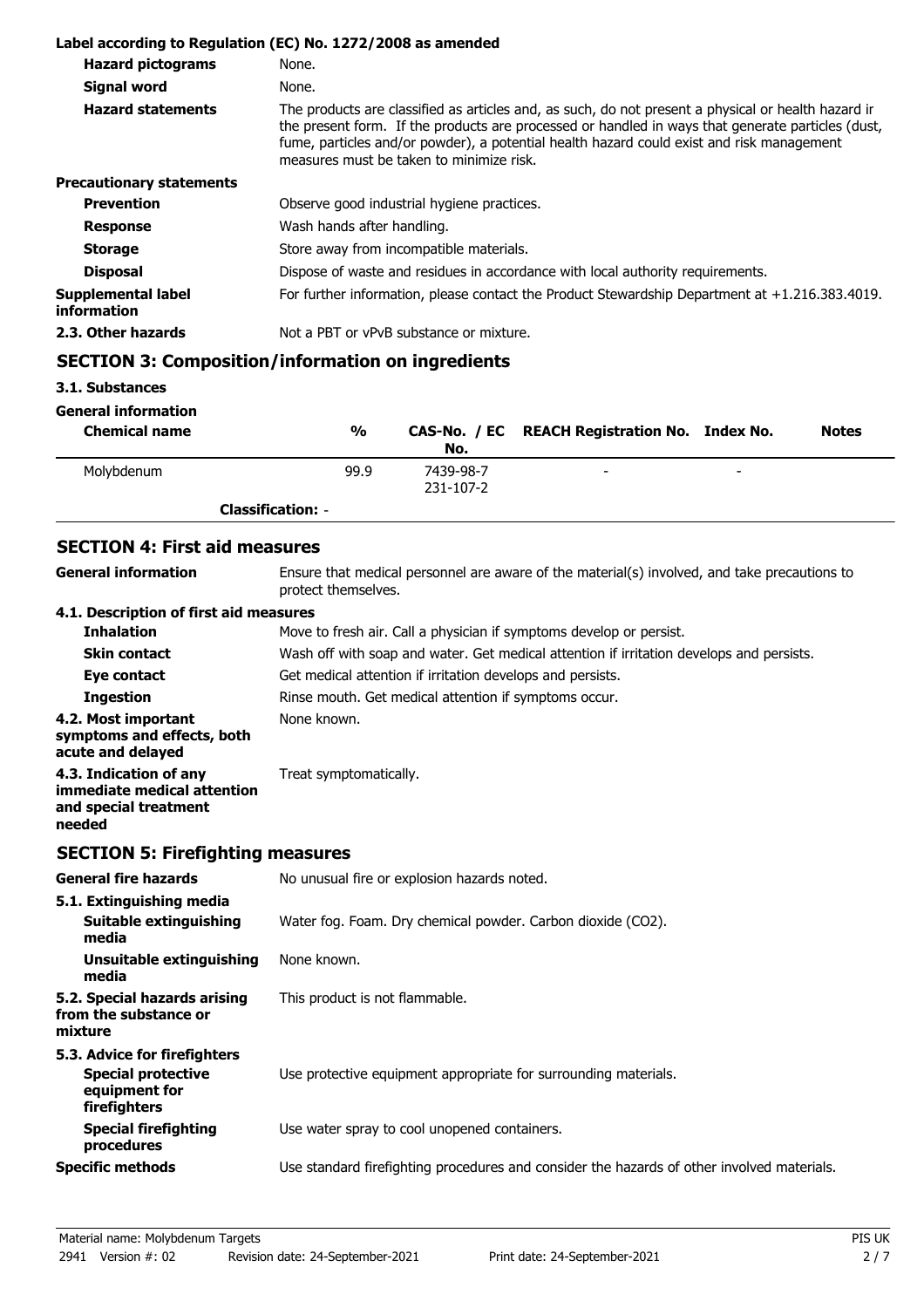**Label according to Regulation (EC) No. 1272/2008 as amended**

| | |
|---|---|
| **Hazard pictograms** | None. |
| **Signal word** | None. |
| **Hazard statements** | The products are classified as articles and, as such, do not present a physical or health hazard ir the present form. If the products are processed or handled in ways that generate particles (dust, fume, particles and/or powder), a potential health hazard could exist and risk management measures must be taken to minimize risk. |
| **Precautionary statements** | |
| **Prevention** | Observe good industrial hygiene practices. |
| **Response** | Wash hands after handling. |
| **Storage** | Store away from incompatible materials. |
| **Disposal** | Dispose of waste and residues in accordance with local authority requirements. |
| **Supplemental label information** | For further information, please contact the Product Stewardship Department at +1.216.383.4019. |
| **2.3. Other hazards** | Not a PBT or vPvB substance or mixture. |

## SECTION 3: Composition/information on ingredients

**3.1. Substances**

**General information**

| Chemical name | % | CAS-No. / EC No. | REACH Registration No. | Index No. | Notes |
|---|---|---|---|---|---|
| Molybdenum | 99.9 | 7439-98-7 231-107-2 | - | - | |
| **Classification:** - | | | | | |

## SECTION 4: First aid measures

| | |
|---|---|
| **General information** | Ensure that medical personnel are aware of the material(s) involved, and take precautions to protect themselves. |
| **4.1. Description of first aid measures** | |
| **Inhalation** | Move to fresh air. Call a physician if symptoms develop or persist. |
| **Skin contact** | Wash off with soap and water. Get medical attention if irritation develops and persists. |
| **Eye contact** | Get medical attention if irritation develops and persists. |
| **Ingestion** | Rinse mouth. Get medical attention if symptoms occur. |
| **4.2. Most important symptoms and effects, both acute and delayed** | None known. |
| **4.3. Indication of any immediate medical attention and special treatment needed** | Treat symptomatically. |

## SECTION 5: Firefighting measures

| | |
|---|---|
| **General fire hazards** | No unusual fire or explosion hazards noted. |
| **5.1. Extinguishing media** | |
| **Suitable extinguishing media** | Water fog. Foam. Dry chemical powder. Carbon dioxide ($CO_2$). |
| **Unsuitable extinguishing media** | None known. |
| **5.2. Special hazards arising from the substance or mixture** | This product is not flammable. |
| **5.3. Advice for firefighters** | |
| **Special protective equipment for firefighters** | Use protective equipment appropriate for surrounding materials. |
| **Special firefighting procedures** | Use water spray to cool unopened containers. |
| **Specific methods** | Use standard firefighting procedures and consider the hazards of other involved materials. |

Material name: Molybdenum Targets
2941 Version #: 02 Revision date: 24-September-2021 Print date: 24-September-2021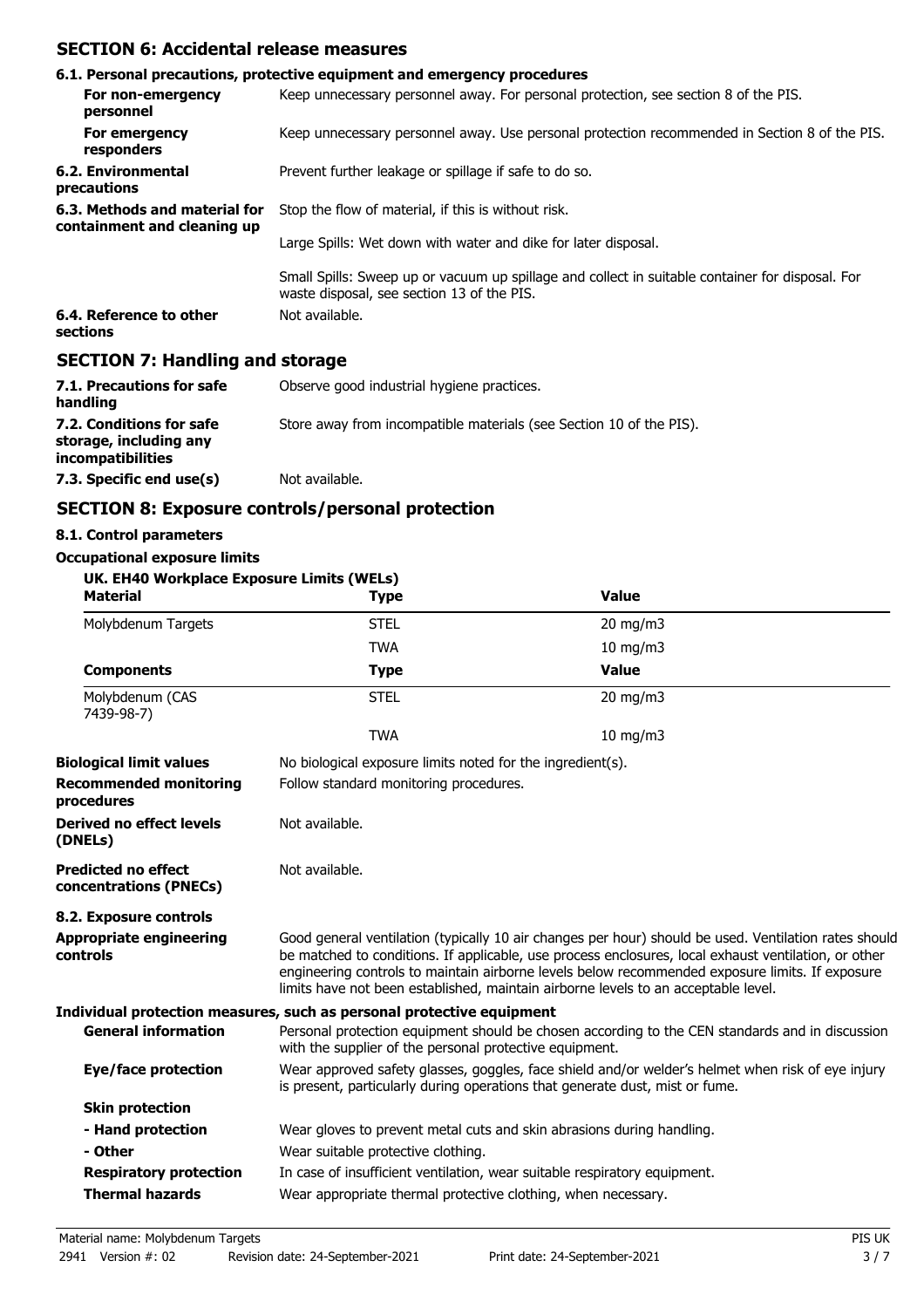## SECTION 6: Accidental release measures

### 6.1. Personal precautions, protective equipment and emergency procedures

**For non-emergency personnel** Keep unnecessary personnel away. For personal protection, see section 8 of the PIS.

**For emergency responders** Keep unnecessary personnel away. Use personal protection recommended in Section 8 of the PIS.

**6.2. Environmental precautions** Prevent further leakage or spillage if safe to do so.

**6.3. Methods and material for containment and cleaning up** Stop the flow of material, if this is without risk.

Large Spills: Wet down with water and dike for later disposal.

Small Spills: Sweep up or vacuum up spillage and collect in suitable container for disposal. For waste disposal, see section 13 of the PIS.

**6.4. Reference to other sections** Not available.

## SECTION 7: Handling and storage

**7.1. Precautions for safe handling** Observe good industrial hygiene practices.

**7.2. Conditions for safe storage, including any incompatibilities** Store away from incompatible materials (see Section 10 of the PIS).

**7.3. Specific end use(s)** Not available.

## SECTION 8: Exposure controls/personal protection

### 8.1. Control parameters

**Occupational exposure limits**

**UK. EH40 Workplace Exposure Limits (WELs)**

| Material | Type | Value |
|---|---|---|
| Molybdenum Targets | STEL | 20 mg/m3 |
| | TWA | 10 mg/m3 |

| Components | Type | Value |
|---|---|---|
| Molybdenum (CAS 7439-98-7) | STEL | 20 mg/m3 |
| | TWA | 10 mg/m3 |

**Biological limit values** No biological exposure limits noted for the ingredient(s).

**Recommended monitoring procedures** Follow standard monitoring procedures.

**Derived no effect levels (DNELs)** Not available.

**Predicted no effect concentrations (PNECs)** Not available.

### 8.2. Exposure controls

**Appropriate engineering controls** Good general ventilation (typically 10 air changes per hour) should be used. Ventilation rates should be matched to conditions. If applicable, use process enclosures, local exhaust ventilation, or other engineering controls to maintain airborne levels below recommended exposure limits. If exposure limits have not been established, maintain airborne levels to an acceptable level.

**Individual protection measures, such as personal protective equipment**

**General information** Personal protection equipment should be chosen according to the CEN standards and in discussion with the supplier of the personal protective equipment.

**Eye/face protection** Wear approved safety glasses, goggles, face shield and/or welder's helmet when risk of eye injury is present, particularly during operations that generate dust, mist or fume.

**Skin protection**

**- Hand protection** Wear gloves to prevent metal cuts and skin abrasions during handling.

**- Other** Wear suitable protective clothing.

**Respiratory protection** In case of insufficient ventilation, wear suitable respiratory equipment.

**Thermal hazards** Wear appropriate thermal protective clothing, when necessary.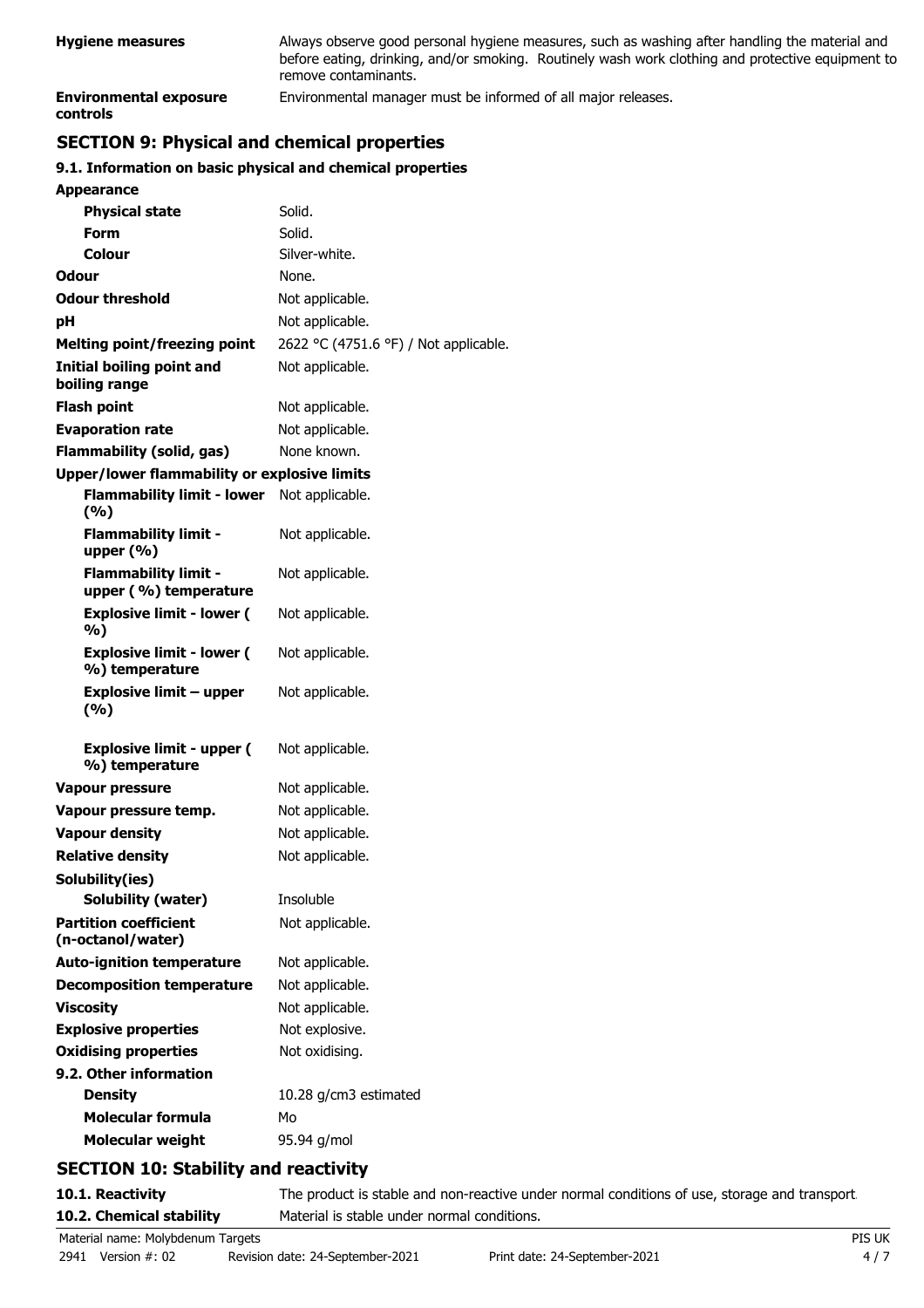| | |
|---|---|
| **Hygiene measures** | Always observe good personal hygiene measures, such as washing after handling the material and before eating, drinking, and/or smoking. Routinely wash work clothing and protective equipment to remove contaminants. |
| **Environmental exposure controls** | Environmental manager must be informed of all major releases. |

## SECTION 9: Physical and chemical properties

### 9.1. Information on basic physical and chemical properties

| | |
|---|---|
| **Appearance** | |
| **Physical state** | Solid. |
| **Form** | Solid. |
| **Colour** | Silver-white. |
| **Odour** | None. |
| **Odour threshold** | Not applicable. |
| **pH** | Not applicable. |
| **Melting point/freezing point** | 2622 °C (4751.6 °F) / Not applicable. |
| **Initial boiling point and boiling range** | Not applicable. |
| **Flash point** | Not applicable. |
| **Evaporation rate** | Not applicable. |
| **Flammability (solid, gas)** | None known. |
| **Upper/lower flammability or explosive limits** | |
| **Flammability limit - lower (%)** | Not applicable. |
| **Flammability limit - upper (%)** | Not applicable. |
| **Flammability limit - upper ( %) temperature** | Not applicable. |
| **Explosive limit - lower ( %)** | Not applicable. |
| **Explosive limit - lower ( %) temperature** | Not applicable. |
| **Explosive limit – upper (%)** | Not applicable. |
| **Explosive limit - upper ( %) temperature** | Not applicable. |
| **Vapour pressure** | Not applicable. |
| **Vapour pressure temp.** | Not applicable. |
| **Vapour density** | Not applicable. |
| **Relative density** | Not applicable. |
| **Solubility(ies)** | |
| **Solubility (water)** | Insoluble |
| **Partition coefficient (n-octanol/water)** | Not applicable. |
| **Auto-ignition temperature** | Not applicable. |
| **Decomposition temperature** | Not applicable. |
| **Viscosity** | Not applicable. |
| **Explosive properties** | Not explosive. |
| **Oxidising properties** | Not oxidising. |
| **9.2. Other information** | |
| **Density** | 10.28 g/cm3 estimated |
| **Molecular formula** | Mo |
| **Molecular weight** | 95.94 g/mol |

## SECTION 10: Stability and reactivity

| | |
|---|---|
| **10.1. Reactivity** | The product is stable and non-reactive under normal conditions of use, storage and transport. |
| **10.2. Chemical stability** | Material is stable under normal conditions. |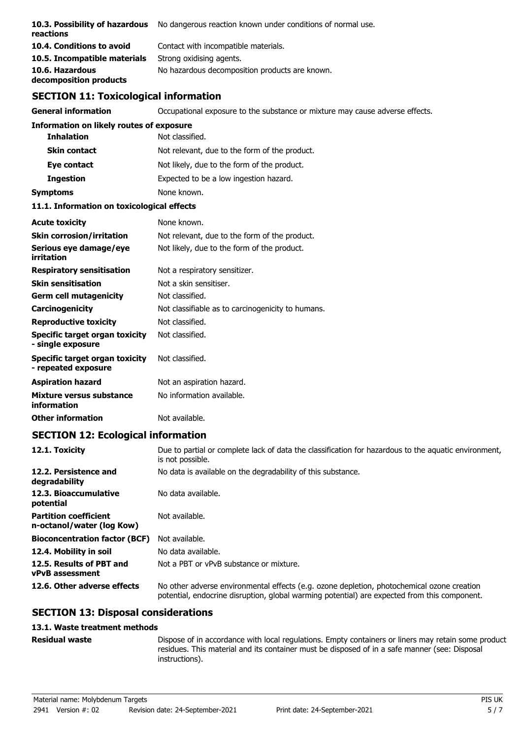| | |
|---|---|
| **10.3. Possibility of hazardous reactions** | No dangerous reaction known under conditions of normal use. |
| **10.4. Conditions to avoid** | Contact with incompatible materials. |
| **10.5. Incompatible materials** | Strong oxidising agents. |
| **10.6. Hazardous decomposition products** | No hazardous decomposition products are known. |

## SECTION 11: Toxicological information

| | |
|---|---|
| **General information** | Occupational exposure to the substance or mixture may cause adverse effects. |

### Information on likely routes of exposure

| | |
|---|---|
| **Inhalation** | Not classified. |
| **Skin contact** | Not relevant, due to the form of the product. |
| **Eye contact** | Not likely, due to the form of the product. |
| **Ingestion** | Expected to be a low ingestion hazard. |
| **Symptoms** | None known. |

### 11.1. Information on toxicological effects

| | |
|---|---|
| **Acute toxicity** | None known. |
| **Skin corrosion/irritation** | Not relevant, due to the form of the product. |
| **Serious eye damage/eye irritation** | Not likely, due to the form of the product. |
| **Respiratory sensitisation** | Not a respiratory sensitizer. |
| **Skin sensitisation** | Not a skin sensitiser. |
| **Germ cell mutagenicity** | Not classified. |
| **Carcinogenicity** | Not classifiable as to carcinogenicity to humans. |
| **Reproductive toxicity** | Not classified. |
| **Specific target organ toxicity - single exposure** | Not classified. |
| **Specific target organ toxicity - repeated exposure** | Not classified. |
| **Aspiration hazard** | Not an aspiration hazard. |
| **Mixture versus substance information** | No information available. |
| **Other information** | Not available. |

## SECTION 12: Ecological information

| | |
|---|---|
| **12.1. Toxicity** | Due to partial or complete lack of data the classification for hazardous to the aquatic environment, is not possible. |
| **12.2. Persistence and degradability** | No data is available on the degradability of this substance. |
| **12.3. Bioaccumulative potential** | No data available. |
| **Partition coefficient n-octanol/water (log Kow)** | Not available. |
| **Bioconcentration factor (BCF)** | Not available. |
| **12.4. Mobility in soil** | No data available. |
| **12.5. Results of PBT and vPvB assessment** | Not a PBT or vPvB substance or mixture. |
| **12.6. Other adverse effects** | No other adverse environmental effects (e.g. ozone depletion, photochemical ozone creation potential, endocrine disruption, global warming potential) are expected from this component. |

## SECTION 13: Disposal considerations

### 13.1. Waste treatment methods

| | |
|---|---|
| **Residual waste** | Dispose of in accordance with local regulations. Empty containers or liners may retain some product residues. This material and its container must be disposed of in a safe manner (see: Disposal instructions). |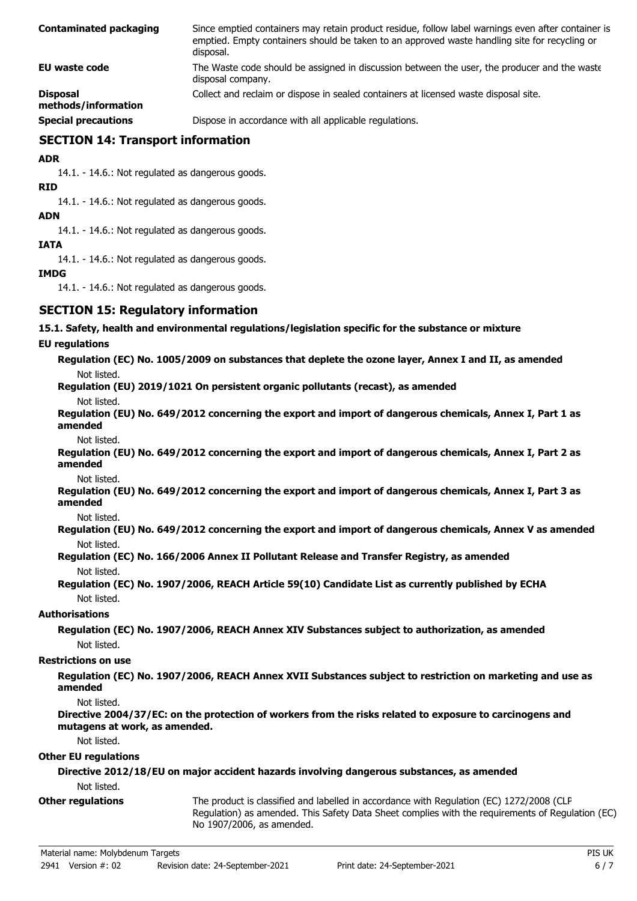| | |
|---|---|
| **Contaminated packaging** | Since emptied containers may retain product residue, follow label warnings even after container is emptied. Empty containers should be taken to an approved waste handling site for recycling or disposal. |
| **EU waste code** | The Waste code should be assigned in discussion between the user, the producer and the waste disposal company. |
| **Disposal methods/information** | Collect and reclaim or dispose in sealed containers at licensed waste disposal site. |
| **Special precautions** | Dispose in accordance with all applicable regulations. |

## SECTION 14: Transport information

**ADR**

14.1. - 14.6.: Not regulated as dangerous goods.

**RID**

14.1. - 14.6.: Not regulated as dangerous goods.

**ADN**

14.1. - 14.6.: Not regulated as dangerous goods.

**IATA**

14.1. - 14.6.: Not regulated as dangerous goods.

**IMDG**

14.1. - 14.6.: Not regulated as dangerous goods.

## SECTION 15: Regulatory information

**15.1. Safety, health and environmental regulations/legislation specific for the substance or mixture**

**EU regulations**

**Regulation (EC) No. 1005/2009 on substances that deplete the ozone layer, Annex I and II, as amended**

Not listed.

**Regulation (EU) 2019/1021 On persistent organic pollutants (recast), as amended**

Not listed.

**Regulation (EU) No. 649/2012 concerning the export and import of dangerous chemicals, Annex I, Part 1 as amended**

Not listed.

**Regulation (EU) No. 649/2012 concerning the export and import of dangerous chemicals, Annex I, Part 2 as amended**

Not listed.

**Regulation (EU) No. 649/2012 concerning the export and import of dangerous chemicals, Annex I, Part 3 as amended**

Not listed.

**Regulation (EU) No. 649/2012 concerning the export and import of dangerous chemicals, Annex V as amended**

Not listed.

**Regulation (EC) No. 166/2006 Annex II Pollutant Release and Transfer Registry, as amended**

Not listed.

**Regulation (EC) No. 1907/2006, REACH Article 59(10) Candidate List as currently published by ECHA**

Not listed.

**Authorisations**

**Regulation (EC) No. 1907/2006, REACH Annex XIV Substances subject to authorization, as amended**

Not listed.

**Restrictions on use**

**Regulation (EC) No. 1907/2006, REACH Annex XVII Substances subject to restriction on marketing and use as amended**

Not listed.

**Directive 2004/37/EC: on the protection of workers from the risks related to exposure to carcinogens and mutagens at work, as amended.**

Not listed.

**Other EU regulations**

**Directive 2012/18/EU on major accident hazards involving dangerous substances, as amended**

Not listed.

**Other regulations** — The product is classified and labelled in accordance with Regulation (EC) 1272/2008 (CLP Regulation) as amended. This Safety Data Sheet complies with the requirements of Regulation (EC) No 1907/2006, as amended.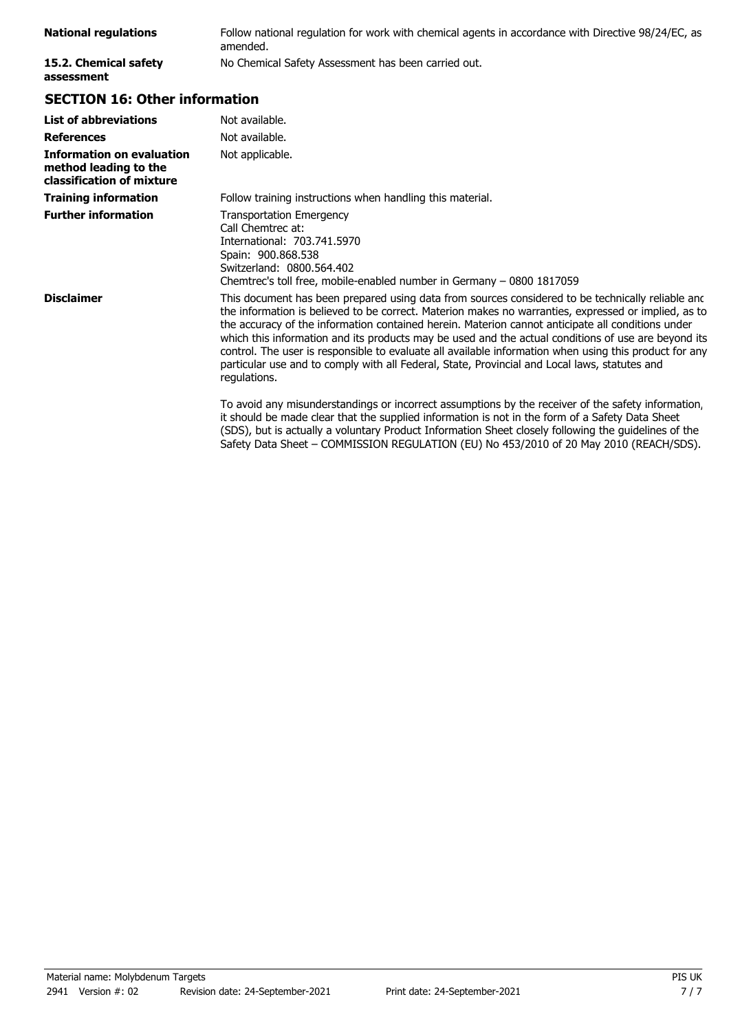| | |
|---|---|
| **National regulations** | Follow national regulation for work with chemical agents in accordance with Directive 98/24/EC, as amended. |
| **15.2. Chemical safety assessment** | No Chemical Safety Assessment has been carried out. |

## SECTION 16: Other information

| | |
|---|---|
| **List of abbreviations** | Not available. |
| **References** | Not available. |
| **Information on evaluation method leading to the classification of mixture** | Not applicable. |
| **Training information** | Follow training instructions when handling this material. |
| **Further information** | Transportation Emergency<br>Call Chemtrec at:<br>International: 703.741.5970<br>Spain: 900.868.538<br>Switzerland: 0800.564.402<br>Chemtrec's toll free, mobile-enabled number in Germany – 0800 1817059 |
| **Disclaimer** | This document has been prepared using data from sources considered to be technically reliable and the information is believed to be correct. Materion makes no warranties, expressed or implied, as to the accuracy of the information contained herein. Materion cannot anticipate all conditions under which this information and its products may be used and the actual conditions of use are beyond its control. The user is responsible to evaluate all available information when using this product for any particular use and to comply with all Federal, State, Provincial and Local laws, statutes and regulations.<br><br>To avoid any misunderstandings or incorrect assumptions by the receiver of the safety information, it should be made clear that the supplied information is not in the form of a Safety Data Sheet (SDS), but is actually a voluntary Product Information Sheet closely following the guidelines of the Safety Data Sheet – COMMISSION REGULATION (EU) No 453/2010 of 20 May 2010 (REACH/SDS). |